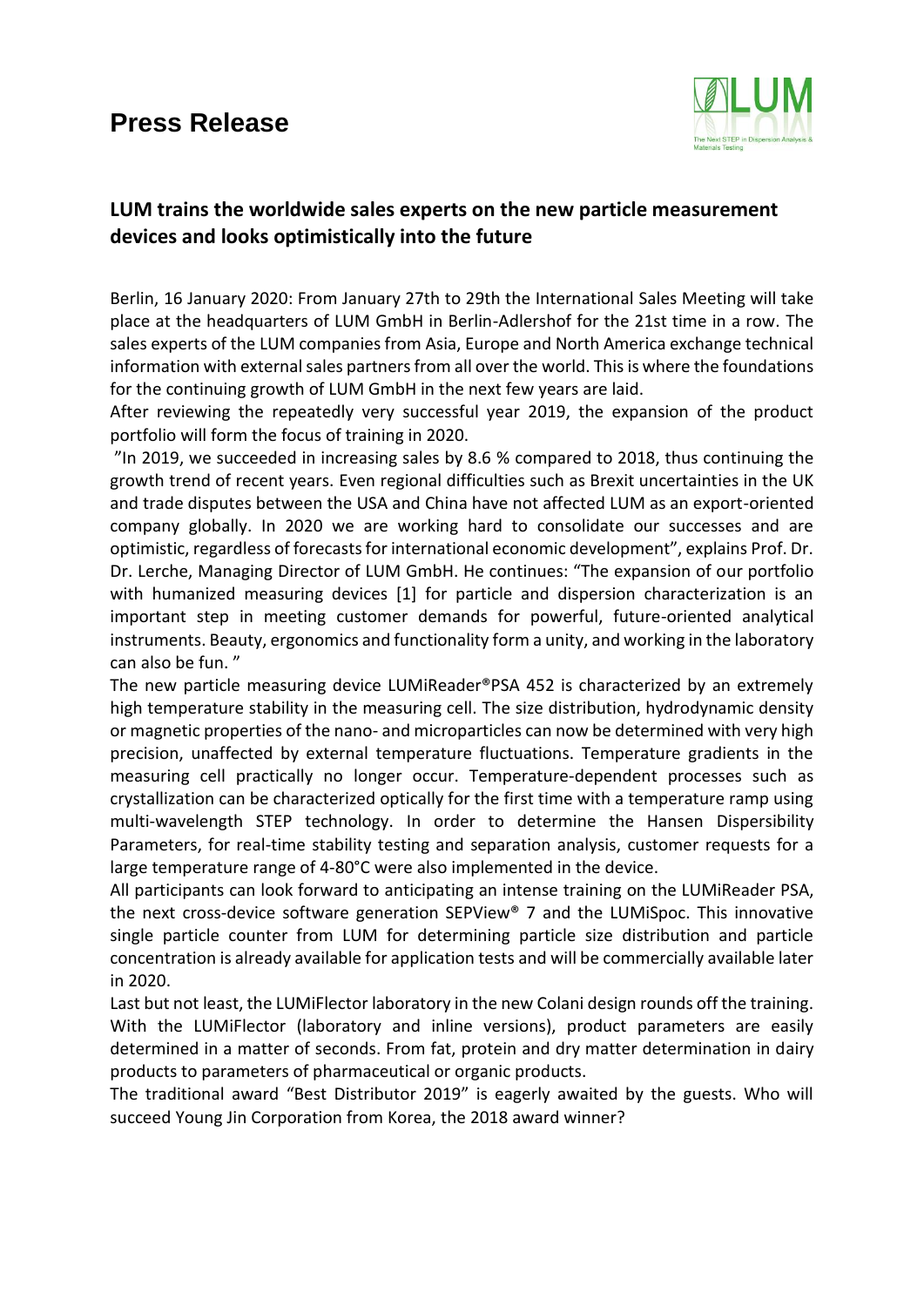# Press Release

## LUM trains the worldwide sales experts on the new particle measurement devices and looks optimistically into the future

Berlin, 16 January 2020: From January 27th to 29th the International Sales Meeting will take place at the headquarters of LUM GmbH in Berlin-Adlershof for the 21st time in a row. The sales experts of the LUM companies from Asia, Europe and North America exchange technical information with external sales partners from all over the world. This is where the foundations for the continuing growth of LUM GmbH in the next few years are laid.

After reviewing the repeatedly very successful year 2019, the expansion of the product portfolio will form the focus of training in 2020.

"In 2019, we succeeded in increasing sales by 8.6 % compared to 2018, thus continuing the growth trend of recent years. Even regional difficulties such as Brexit uncertainties in the UK and trade disputes between the USA and China have not affected LUM as an export-oriented company globally. In 2020 we are working hard to consolidate our successes and are optimistic, regardless of forecasts for international economic development", explains Prof. Dr. Dr. Lerche, Managing Director of LUM GmbH. He continues: "The expansion of our portfolio with humanized measuring devices [1] for particle and dispersion characterization is an important step in meeting customer demands for powerful, future-oriented analytical instruments. Beauty, ergonomics and functionality form a unity, and working in the laboratory can also be fun. "

The new particle measuring device LUMiReader®PSA 452 is characterized by an extremely high temperature stability in the measuring cell. The size distribution, hydrodynamic density or magnetic properties of the nano- and microparticles can now be determined with very high precision, unaffected by external temperature fluctuations. Temperature gradients in the measuring cell practically no longer occur. Temperature-dependent processes such as crystallization can be characterized optically for the first time with a temperature ramp using multi-wavelength STEP technology. In order to determine the Hansen Dispersibility Parameters, for real-time stability testing and separation analysis, customer requests for a large temperature range of 4-80°C were also implemented in the device.

All participants can look forward to anticipating an intense training on the LUMiReader PSA, the next cross-device software generation SEPView® 7 and the LUMiSpoc. This innovative single particle counter from LUM for determining particle size distribution and particle concentration is already available for application tests and will be commercially available later in 2020.

Last but not least, the LUMiFlector laboratory in the new Colani design rounds off the training. With the LUMiFlector (laboratory and inline versions), product parameters are easily determined in a matter of seconds. From fat, protein and dry matter determination in dairy products to parameters of pharmaceutical or organic products.

The traditional award "Best Distributor 2019" is eagerly awaited by the guests. Who will succeed Young Jin Corporation from Korea, the 2018 award winner?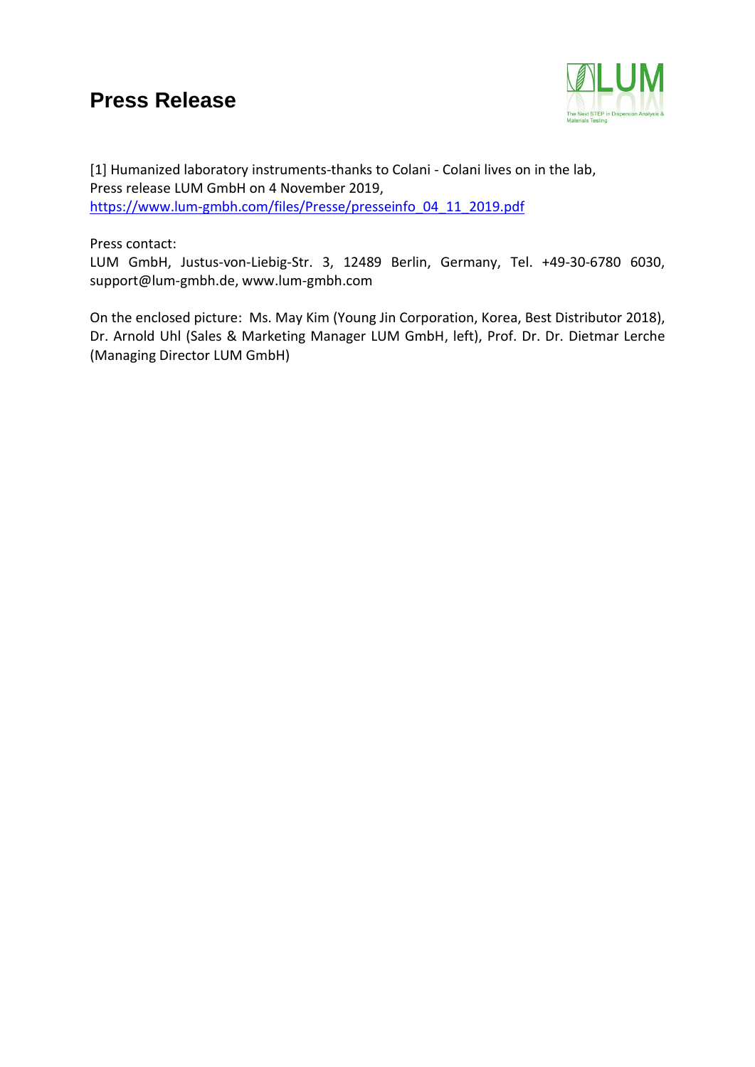# Press Release

[1] Humanized laboratory instruments-thanks to Colani - Colani lives on in the lab, Press release LUM GmbH on 4 November 2019, https://www.lum-gmbh.com/files/Presse/presseinfo_04_11_2019.pdf

Press contact:
LUM GmbH, Justus-von-Liebig-Str. 3, 12489 Berlin, Germany, Tel. +49-30-6780 6030, support@lum-gmbh.de, www.lum-gmbh.com

On the enclosed picture: Ms. May Kim (Young Jin Corporation, Korea, Best Distributor 2018), Dr. Arnold Uhl (Sales & Marketing Manager LUM GmbH, left), Prof. Dr. Dr. Dietmar Lerche (Managing Director LUM GmbH)